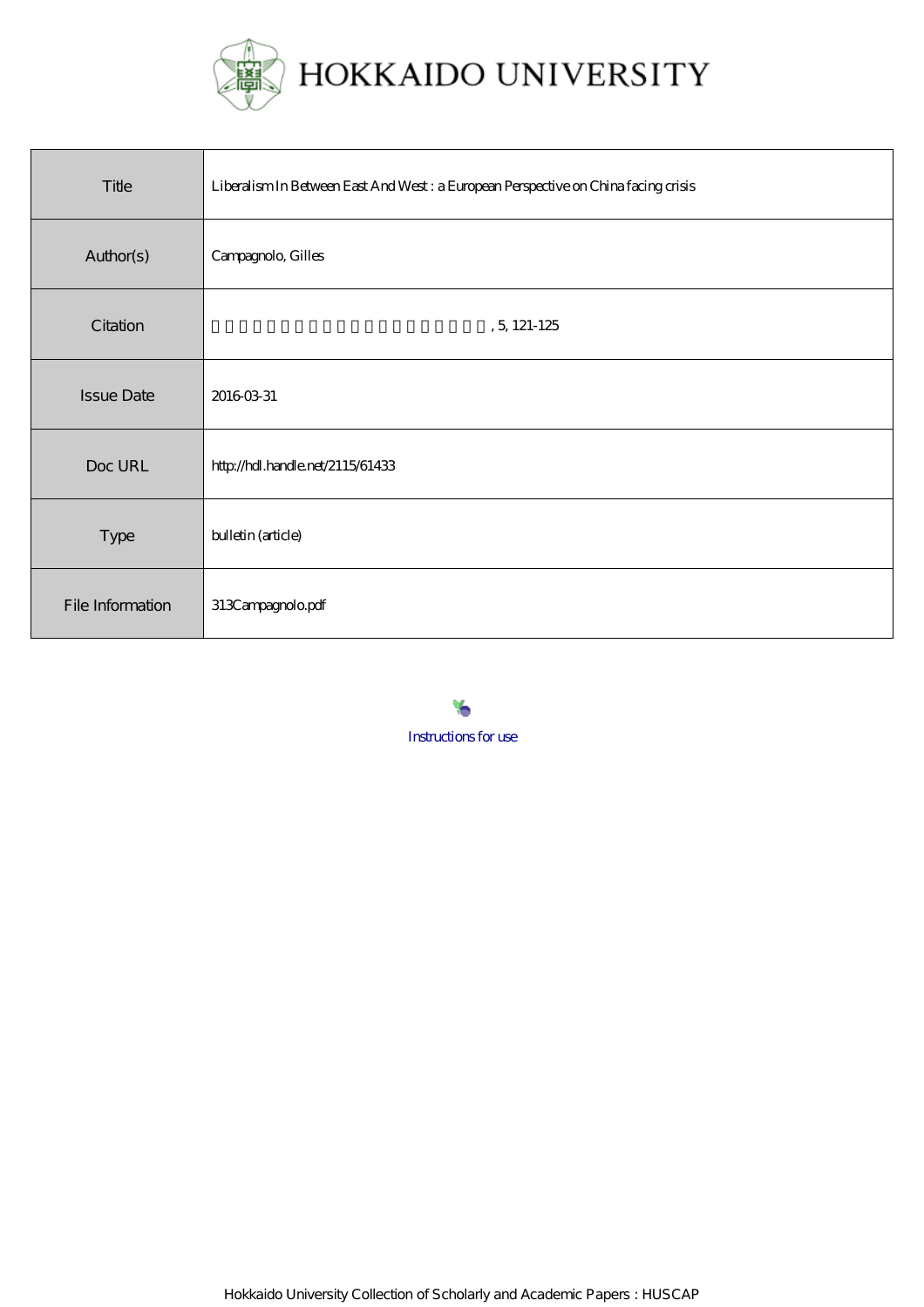# HOKKAIDO UNIVERSITY

| Title | Liberalism In Between East And West : a European Perspective on China facing crisis |
| --- | --- |
| Author(s) | Campagnolo, Gilles |
| Citation | , 5, 121-125 |
| Issue Date | 2016-03-31 |
| Doc URL | http://hdl.handle.net/2115/61433 |
| Type | bulletin (article) |
| File Information | 313Campagnolo.pdf |

Instructions for use

Hokkaido University Collection of Scholarly and Academic Papers : HUSCAP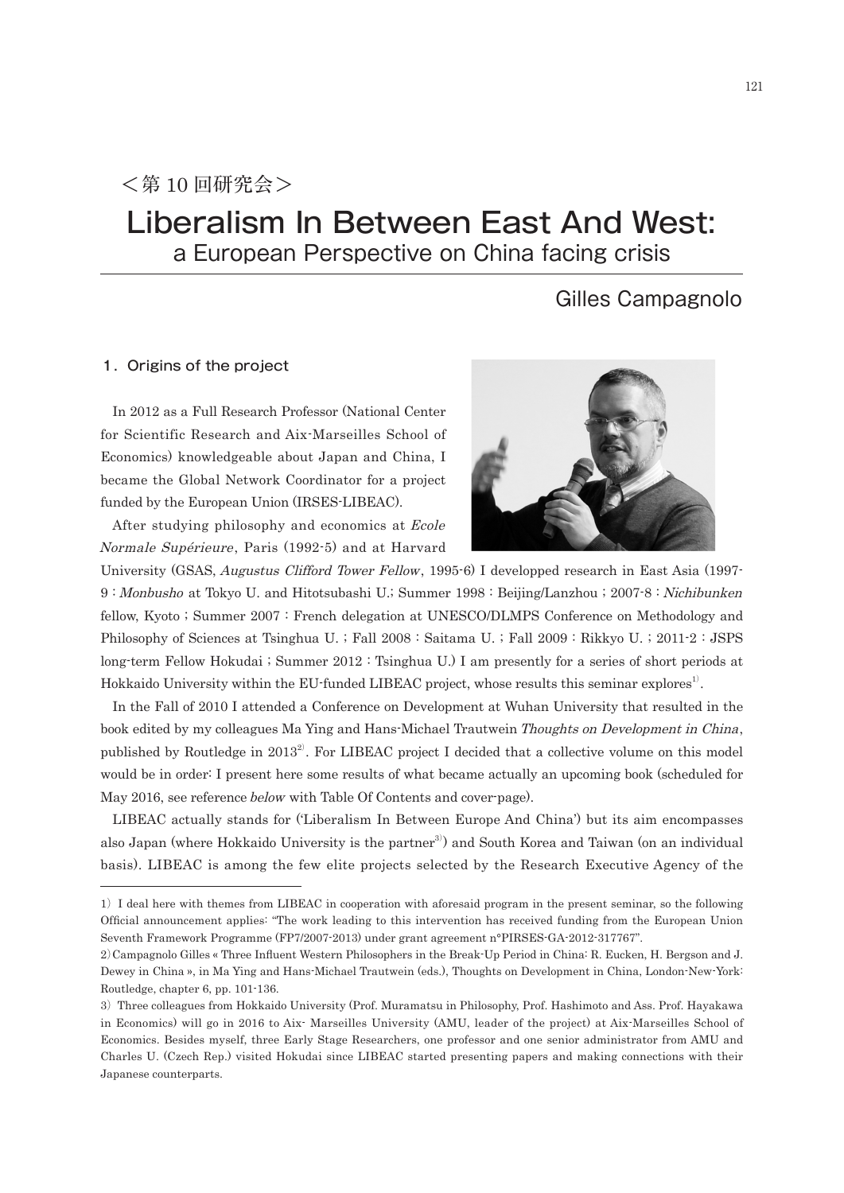＜第 10 回研究会＞

# Liberalism In Between East And West:

## a European Perspective on China facing crisis

Gilles Campagnolo

### 1. Origins of the project

In 2012 as a Full Research Professor (National Center for Scientific Research and Aix-Marseilles School of Economics) knowledgeable about Japan and China, I became the Global Network Coordinator for a project funded by the European Union (IRSES-LIBEAC).

After studying philosophy and economics at *Ecole Normale Supérieure*, Paris (1992-5) and at Harvard University (GSAS, *Augustus Clifford Tower Fellow*, 1995-6) I developped research in East Asia (1997-9 : *Monbusho* at Tokyo U. and Hitotsubashi U.; Summer 1998 : Beijing/Lanzhou ; 2007-8 : *Nichibunken* fellow, Kyoto ; Summer 2007 : French delegation at UNESCO/DLMPS Conference on Methodology and Philosophy of Sciences at Tsinghua U. ; Fall 2008 : Saitama U. ; Fall 2009 : Rikkyo U. ; 2011-2 : JSPS long-term Fellow Hokudai ; Summer 2012 : Tsinghua U.) I am presently for a series of short periods at Hokkaido University within the EU-funded LIBEAC project, whose results this seminar explores[1].

In the Fall of 2010 I attended a Conference on Development at Wuhan University that resulted in the book edited by my colleagues Ma Ying and Hans-Michael Trautwein *Thoughts on Development in China*, published by Routledge in 2013[2]. For LIBEAC project I decided that a collective volume on this model would be in order: I present here some results of what became actually an upcoming book (scheduled for May 2016, see reference *below* with Table Of Contents and cover-page).

LIBEAC actually stands for ('Liberalism In Between Europe And China') but its aim encompasses also Japan (where Hokkaido University is the partner[3]) and South Korea and Taiwan (on an individual basis). LIBEAC is among the few elite projects selected by the Research Executive Agency of the

---

1) I deal here with themes from LIBEAC in cooperation with aforesaid program in the present seminar, so the following Official announcement applies: "The work leading to this intervention has received funding from the European Union Seventh Framework Programme (FP7/2007-2013) under grant agreement n°PIRSES-GA-2012-317767".

2) Campagnolo Gilles « Three Influent Western Philosophers in the Break-Up Period in China: R. Eucken, H. Bergson and J. Dewey in China », in Ma Ying and Hans-Michael Trautwein (eds.), Thoughts on Development in China, London-New-York: Routledge, chapter 6, pp. 101-136.

3) Three colleagues from Hokkaido University (Prof. Muramatsu in Philosophy, Prof. Hashimoto and Ass. Prof. Hayakawa in Economics) will go in 2016 to Aix- Marseilles University (AMU, leader of the project) at Aix-Marseilles School of Economics. Besides myself, three Early Stage Researchers, one professor and one senior administrator from AMU and Charles U. (Czech Rep.) visited Hokudai since LIBEAC started presenting papers and making connections with their Japanese counterparts.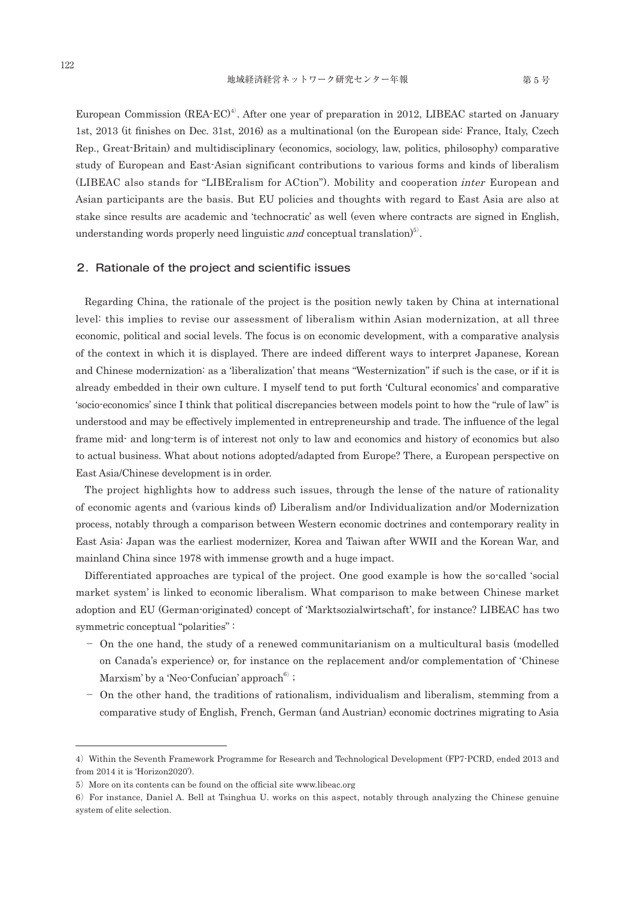European Commission (REA-EC)[4]. After one year of preparation in 2012, LIBEAC started on January 1st, 2013 (it finishes on Dec. 31st, 2016) as a multinational (on the European side: France, Italy, Czech Rep., Great-Britain) and multidisciplinary (economics, sociology, law, politics, philosophy) comparative study of European and East-Asian significant contributions to various forms and kinds of liberalism (LIBEAC also stands for "LIBEralism for ACtion"). Mobility and cooperation *inter* European and Asian participants are the basis. But EU policies and thoughts with regard to East Asia are also at stake since results are academic and 'technocratic' as well (even where contracts are signed in English, understanding words properly need linguistic *and* conceptual translation)[5].

## 2. Rationale of the project and scientific issues

Regarding China, the rationale of the project is the position newly taken by China at international level: this implies to revise our assessment of liberalism within Asian modernization, at all three economic, political and social levels. The focus is on economic development, with a comparative analysis of the context in which it is displayed. There are indeed different ways to interpret Japanese, Korean and Chinese modernization: as a 'liberalization' that means "Westernization" if such is the case, or if it is already embedded in their own culture. I myself tend to put forth 'Cultural economics' and comparative 'socio-economics' since I think that political discrepancies between models point to how the "rule of law" is understood and may be effectively implemented in entrepreneurship and trade. The influence of the legal frame mid- and long-term is of interest not only to law and economics and history of economics but also to actual business. What about notions adopted/adapted from Europe? There, a European perspective on East Asia/Chinese development is in order.

The project highlights how to address such issues, through the lense of the nature of rationality of economic agents and (various kinds of) Liberalism and/or Individualization and/or Modernization process, notably through a comparison between Western economic doctrines and contemporary reality in East Asia: Japan was the earliest modernizer, Korea and Taiwan after WWII and the Korean War, and mainland China since 1978 with immense growth and a huge impact.

Differentiated approaches are typical of the project. One good example is how the so-called 'social market system' is linked to economic liberalism. What comparison to make between Chinese market adoption and EU (German-originated) concept of 'Marktsozialwirtschaft', for instance? LIBEAC has two symmetric conceptual "polarities" :

- On the one hand, the study of a renewed communitarianism on a multicultural basis (modelled on Canada's experience) or, for instance on the replacement and/or complementation of 'Chinese Marxism' by a 'Neo-Confucian' approach[6] ;
- On the other hand, the traditions of rationalism, individualism and liberalism, stemming from a comparative study of English, French, German (and Austrian) economic doctrines migrating to Asia

---

4) Within the Seventh Framework Programme for Research and Technological Development (FP7-PCRD, ended 2013 and from 2014 it is 'Horizon2020').

5) More on its contents can be found on the official site www.libeac.org

6) For instance, Daniel A. Bell at Tsinghua U. works on this aspect, notably through analyzing the Chinese genuine system of elite selection.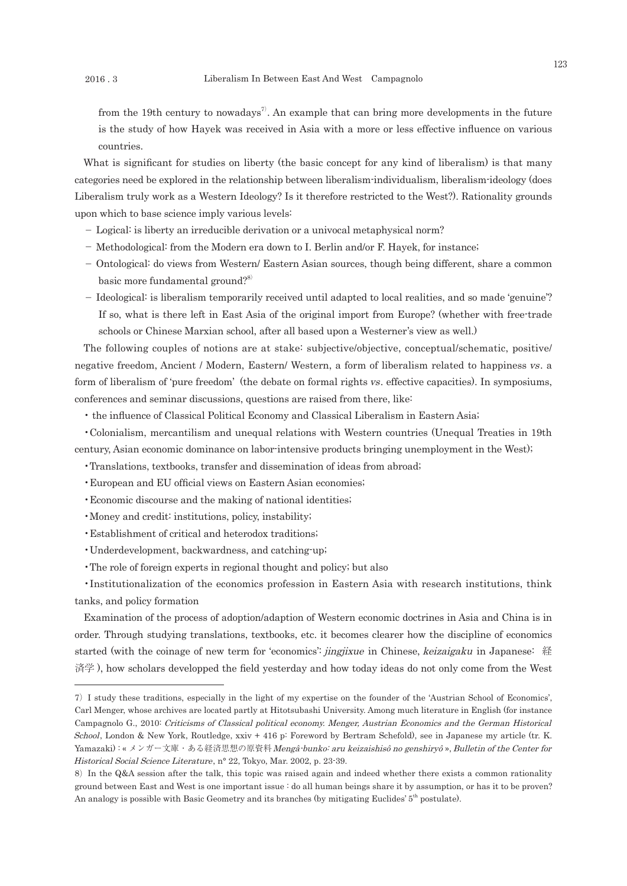from the 19th century to nowadays[7]. An example that can bring more developments in the future is the study of how Hayek was received in Asia with a more or less effective influence on various countries.

What is significant for studies on liberty (the basic concept for any kind of liberalism) is that many categories need be explored in the relationship between liberalism-individualism, liberalism-ideology (does Liberalism truly work as a Western Ideology? Is it therefore restricted to the West?). Rationality grounds upon which to base science imply various levels:

- Logical: is liberty an irreducible derivation or a univocal metaphysical norm?
- Methodological: from the Modern era down to I. Berlin and/or F. Hayek, for instance;
- Ontological: do views from Western/ Eastern Asian sources, though being different, share a common basic more fundamental ground?[8]
- Ideological: is liberalism temporarily received until adapted to local realities, and so made 'genuine'? If so, what is there left in East Asia of the original import from Europe? (whether with free-trade schools or Chinese Marxian school, after all based upon a Westerner's view as well.)

The following couples of notions are at stake: subjective/objective, conceptual/schematic, positive/ negative freedom, Ancient / Modern, Eastern/ Western, a form of liberalism related to happiness *vs*. a form of liberalism of 'pure freedom' (the debate on formal rights *vs*. effective capacities). In symposiums, conferences and seminar discussions, questions are raised from there, like:

- the influence of Classical Political Economy and Classical Liberalism in Eastern Asia;
- Colonialism, mercantilism and unequal relations with Western countries (Unequal Treaties in 19th century, Asian economic dominance on labor-intensive products bringing unemployment in the West);
- Translations, textbooks, transfer and dissemination of ideas from abroad;
- European and EU official views on Eastern Asian economies;
- Economic discourse and the making of national identities;
- Money and credit: institutions, policy, instability;
- Establishment of critical and heterodox traditions;
- Underdevelopment, backwardness, and catching-up;
- The role of foreign experts in regional thought and policy; but also
- Institutionalization of the economics profession in Eastern Asia with research institutions, think tanks, and policy formation

Examination of the process of adoption/adaption of Western economic doctrines in Asia and China is in order. Through studying translations, textbooks, etc. it becomes clearer how the discipline of economics started (with the coinage of new term for 'economics': *jingjixue* in Chinese, *keizaigaku* in Japanese: 経済学), how scholars developped the field yesterday and how today ideas do not only come from the West

---

7) I study these traditions, especially in the light of my expertise on the founder of the 'Austrian School of Economics', Carl Menger, whose archives are located partly at Hitotsubashi University. Among much literature in English (for instance Campagnolo G., 2010: *Criticisms of Classical political economy. Menger, Austrian Economics and the German Historical School*, London & New York, Routledge, xxiv + 416 p: Foreword by Bertram Schefold), see in Japanese my article (tr. K. Yamazaki) : « メンガー文庫・ある経済思想の原資料 *Mengâ-bunko: aru keizaishisô no genshiryô* », *Bulletin of the Center for Historical Social Science Literature*, n° 22, Tokyo, Mar. 2002, p. 23-39.

8) In the Q&A session after the talk, this topic was raised again and indeed whether there exists a common rationality ground between East and West is one important issue : do all human beings share it by assumption, or has it to be proven? An analogy is possible with Basic Geometry and its branches (by mitigating Euclides' 5th postulate).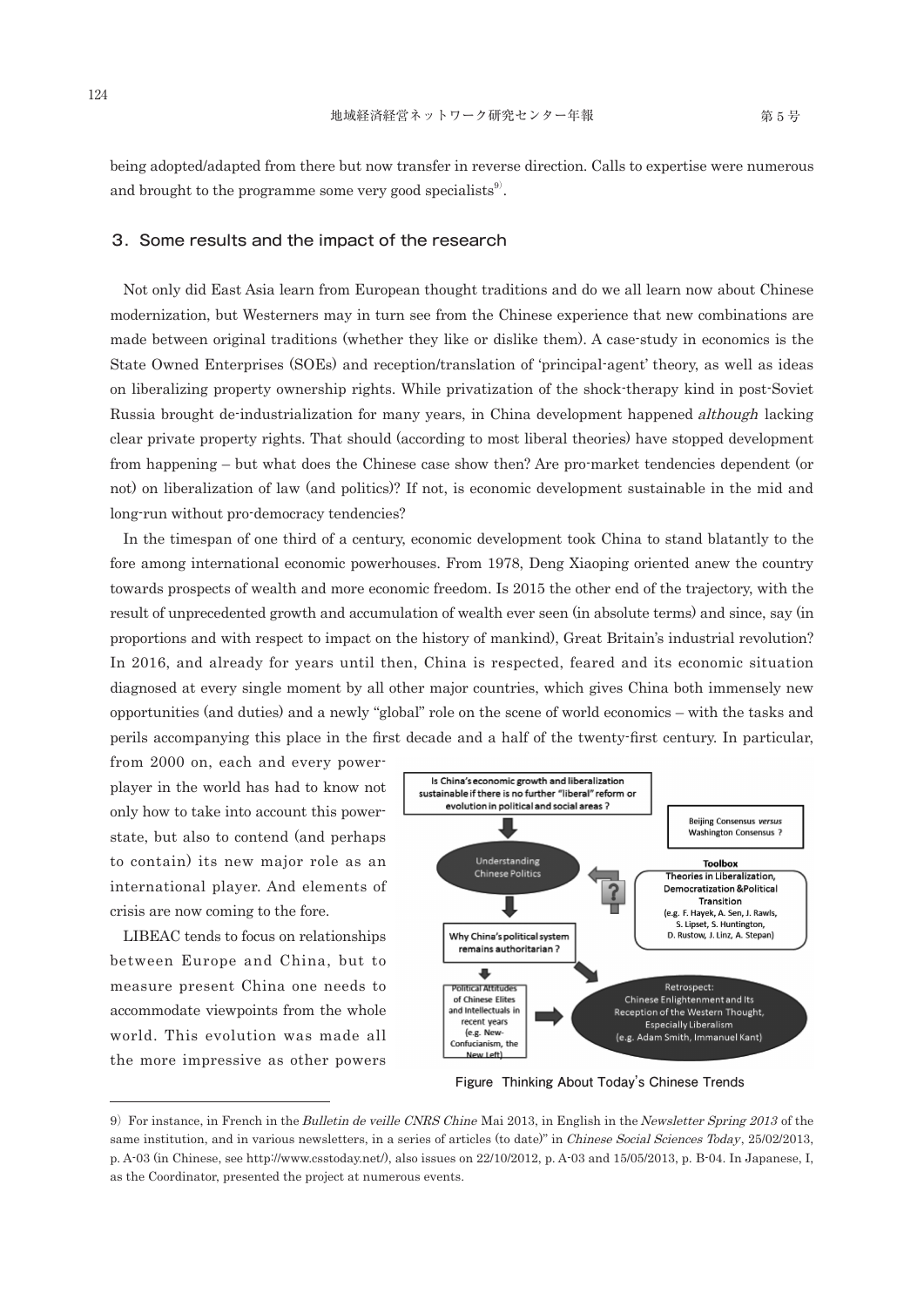being adopted/adapted from there but now transfer in reverse direction. Calls to expertise were numerous and brought to the programme some very good specialists[9].

## 3. Some results and the impact of the research

Not only did East Asia learn from European thought traditions and do we all learn now about Chinese modernization, but Westerners may in turn see from the Chinese experience that new combinations are made between original traditions (whether they like or dislike them). A case-study in economics is the State Owned Enterprises (SOEs) and reception/translation of 'principal-agent' theory, as well as ideas on liberalizing property ownership rights. While privatization of the shock-therapy kind in post-Soviet Russia brought de-industrialization for many years, in China development happened *although* lacking clear private property rights. That should (according to most liberal theories) have stopped development from happening – but what does the Chinese case show then? Are pro-market tendencies dependent (or not) on liberalization of law (and politics)? If not, is economic development sustainable in the mid and long-run without pro-democracy tendencies?

In the timespan of one third of a century, economic development took China to stand blatantly to the fore among international economic powerhouses. From 1978, Deng Xiaoping oriented anew the country towards prospects of wealth and more economic freedom. Is 2015 the other end of the trajectory, with the result of unprecedented growth and accumulation of wealth ever seen (in absolute terms) and since, say (in proportions and with respect to impact on the history of mankind), Great Britain's industrial revolution? In 2016, and already for years until then, China is respected, feared and its economic situation diagnosed at every single moment by all other major countries, which gives China both immensely new opportunities (and duties) and a newly "global" role on the scene of world economics – with the tasks and perils accompanying this place in the first decade and a half of the twenty-first century. In particular, from 2000 on, each and every power-player in the world has had to know not only how to take into account this power-state, but also to contend (and perhaps to contain) its new major role as an international player. And elements of crisis are now coming to the fore.

LIBEAC tends to focus on relationships between Europe and China, but to measure present China one needs to accommodate viewpoints from the whole world. This evolution was made all the more impressive as other powers

Is China's economic growth and liberalization sustainable if there is no further "liberal" reform or evolution in political and social areas ?

Understanding Chinese Politics

Beijing Consensus *versus* Washington Consensus ?

**Toolbox**
Theories in Liberalization, Democratization &Political Transition
(e.g. F. Hayek, A. Sen, J. Rawls, S. Lipset, S. Huntington, D. Rustow, J. Linz, A. Stepan)

Why China's political system remains authoritarian ?

Political Attitudes of Chinese Elites and Intellectuals in recent years (e.g. New-Confucianism, the New Left)

Retrospect: Chinese Enlightenment and Its Reception of the Western Thought, Especially Liberalism (e.g. Adam Smith, Immanuel Kant)

Figure Thinking About Today's Chinese Trends

---

9) For instance, in French in the *Bulletin de veille CNRS Chine* Mai 2013, in English in the *Newsletter Spring 2013* of the same institution, and in various newsletters, in a series of articles (to date)" in *Chinese Social Sciences Today*, 25/02/2013, p. A-03 (in Chinese, see http://www.csstoday.net/), also issues on 22/10/2012, p. A-03 and 15/05/2013, p. B-04. In Japanese, I, as the Coordinator, presented the project at numerous events.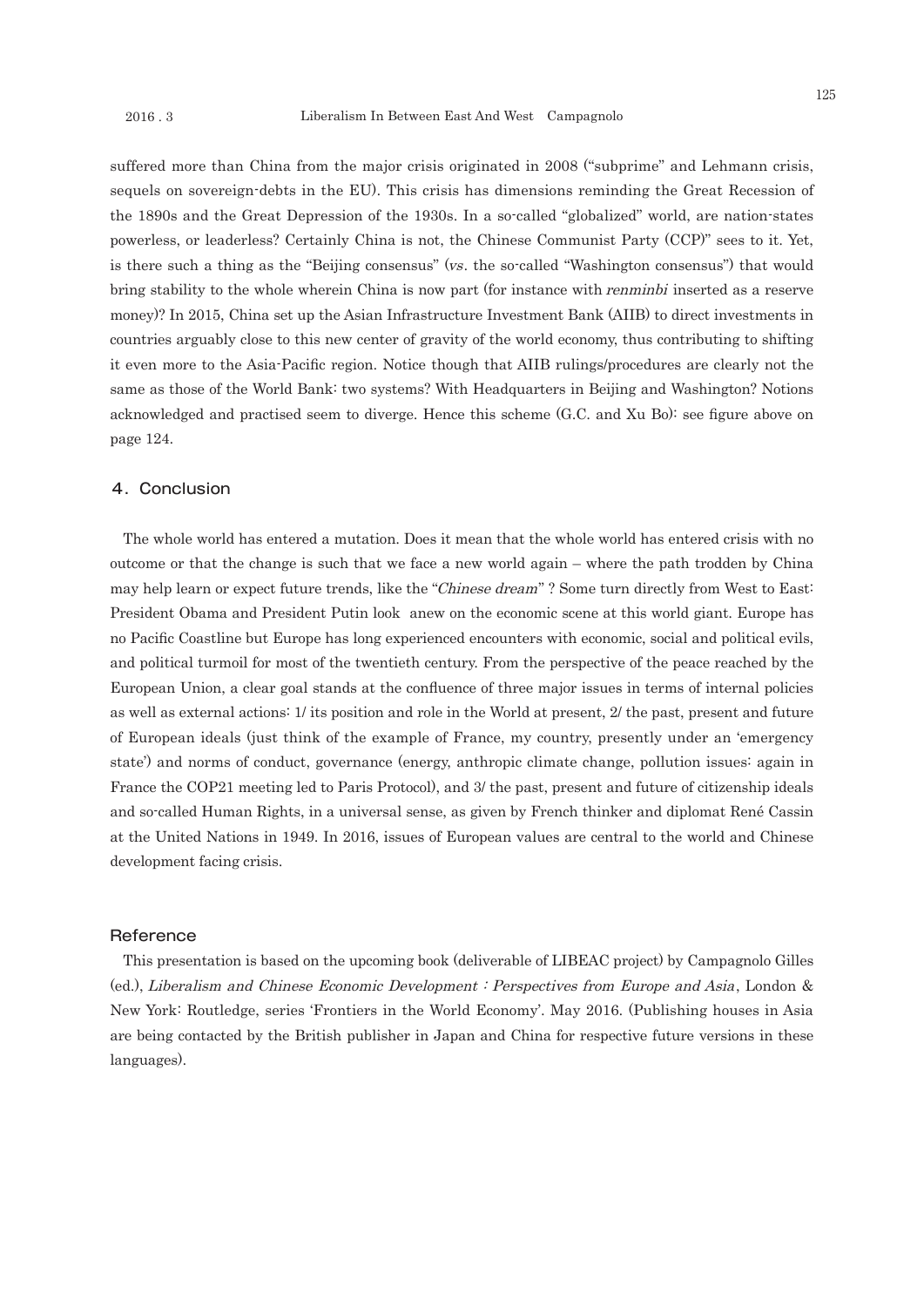suffered more than China from the major crisis originated in 2008 ("subprime" and Lehmann crisis, sequels on sovereign-debts in the EU). This crisis has dimensions reminding the Great Recession of the 1890s and the Great Depression of the 1930s. In a so-called "globalized" world, are nation-states powerless, or leaderless? Certainly China is not, the Chinese Communist Party (CCP)" sees to it. Yet, is there such a thing as the "Beijing consensus" (*vs*. the so-called "Washington consensus") that would bring stability to the whole wherein China is now part (for instance with *renminbi* inserted as a reserve money)? In 2015, China set up the Asian Infrastructure Investment Bank (AIIB) to direct investments in countries arguably close to this new center of gravity of the world economy, thus contributing to shifting it even more to the Asia-Pacific region. Notice though that AIIB rulings/procedures are clearly not the same as those of the World Bank: two systems? With Headquarters in Beijing and Washington? Notions acknowledged and practised seem to diverge. Hence this scheme (G.C. and Xu Bo): see figure above on page 124.

## 4. Conclusion

The whole world has entered a mutation. Does it mean that the whole world has entered crisis with no outcome or that the change is such that we face a new world again – where the path trodden by China may help learn or expect future trends, like the "*Chinese dream*" ? Some turn directly from West to East: President Obama and President Putin look anew on the economic scene at this world giant. Europe has no Pacific Coastline but Europe has long experienced encounters with economic, social and political evils, and political turmoil for most of the twentieth century. From the perspective of the peace reached by the European Union, a clear goal stands at the confluence of three major issues in terms of internal policies as well as external actions: 1/ its position and role in the World at present, 2/ the past, present and future of European ideals (just think of the example of France, my country, presently under an 'emergency state') and norms of conduct, governance (energy, anthropic climate change, pollution issues: again in France the COP21 meeting led to Paris Protocol), and 3/ the past, present and future of citizenship ideals and so-called Human Rights, in a universal sense, as given by French thinker and diplomat René Cassin at the United Nations in 1949. In 2016, issues of European values are central to the world and Chinese development facing crisis.

## Reference

This presentation is based on the upcoming book (deliverable of LIBEAC project) by Campagnolo Gilles (ed.), *Liberalism and Chinese Economic Development : Perspectives from Europe and Asia*, London & New York: Routledge, series 'Frontiers in the World Economy'. May 2016. (Publishing houses in Asia are being contacted by the British publisher in Japan and China for respective future versions in these languages).